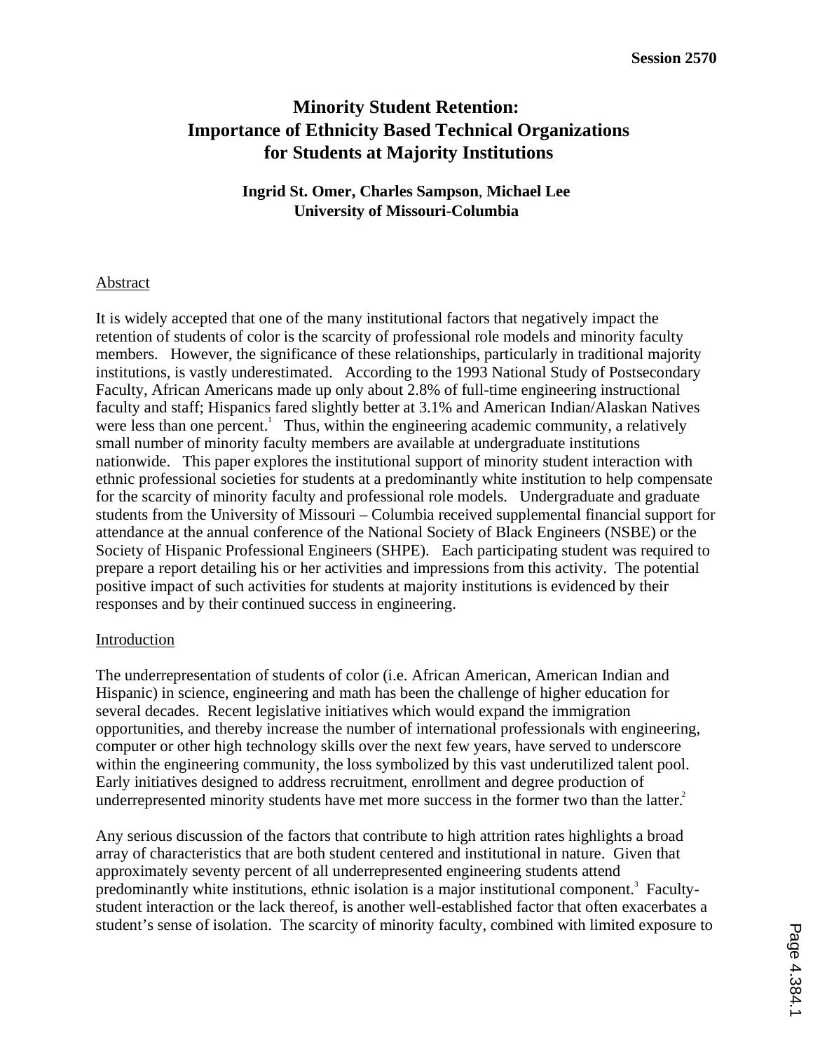Session 2570

# Minority Student Retention: Importance of Ethnicity Based Technical Organizations for Students at Majority Institutions

**Ingrid St. Omer, Charles Sampson, Michael Lee**
**University of Missouri-Columbia**

## Abstract

It is widely accepted that one of the many institutional factors that negatively impact the retention of students of color is the scarcity of professional role models and minority faculty members. However, the significance of these relationships, particularly in traditional majority institutions, is vastly underestimated. According to the 1993 National Study of Postsecondary Faculty, African Americans made up only about 2.8% of full-time engineering instructional faculty and staff; Hispanics fared slightly better at 3.1% and American Indian/Alaskan Natives were less than one percent.[1] Thus, within the engineering academic community, a relatively small number of minority faculty members are available at undergraduate institutions nationwide. This paper explores the institutional support of minority student interaction with ethnic professional societies for students at a predominantly white institution to help compensate for the scarcity of minority faculty and professional role models. Undergraduate and graduate students from the University of Missouri – Columbia received supplemental financial support for attendance at the annual conference of the National Society of Black Engineers (NSBE) or the Society of Hispanic Professional Engineers (SHPE). Each participating student was required to prepare a report detailing his or her activities and impressions from this activity. The potential positive impact of such activities for students at majority institutions is evidenced by their responses and by their continued success in engineering.

## Introduction

The underrepresentation of students of color (i.e. African American, American Indian and Hispanic) in science, engineering and math has been the challenge of higher education for several decades. Recent legislative initiatives which would expand the immigration opportunities, and thereby increase the number of international professionals with engineering, computer or other high technology skills over the next few years, have served to underscore within the engineering community, the loss symbolized by this vast underutilized talent pool. Early initiatives designed to address recruitment, enrollment and degree production of underrepresented minority students have met more success in the former two than the latter.[2]

Any serious discussion of the factors that contribute to high attrition rates highlights a broad array of characteristics that are both student centered and institutional in nature. Given that approximately seventy percent of all underrepresented engineering students attend predominantly white institutions, ethnic isolation is a major institutional component.[3] Faculty-student interaction or the lack thereof, is another well-established factor that often exacerbates a student's sense of isolation. The scarcity of minority faculty, combined with limited exposure to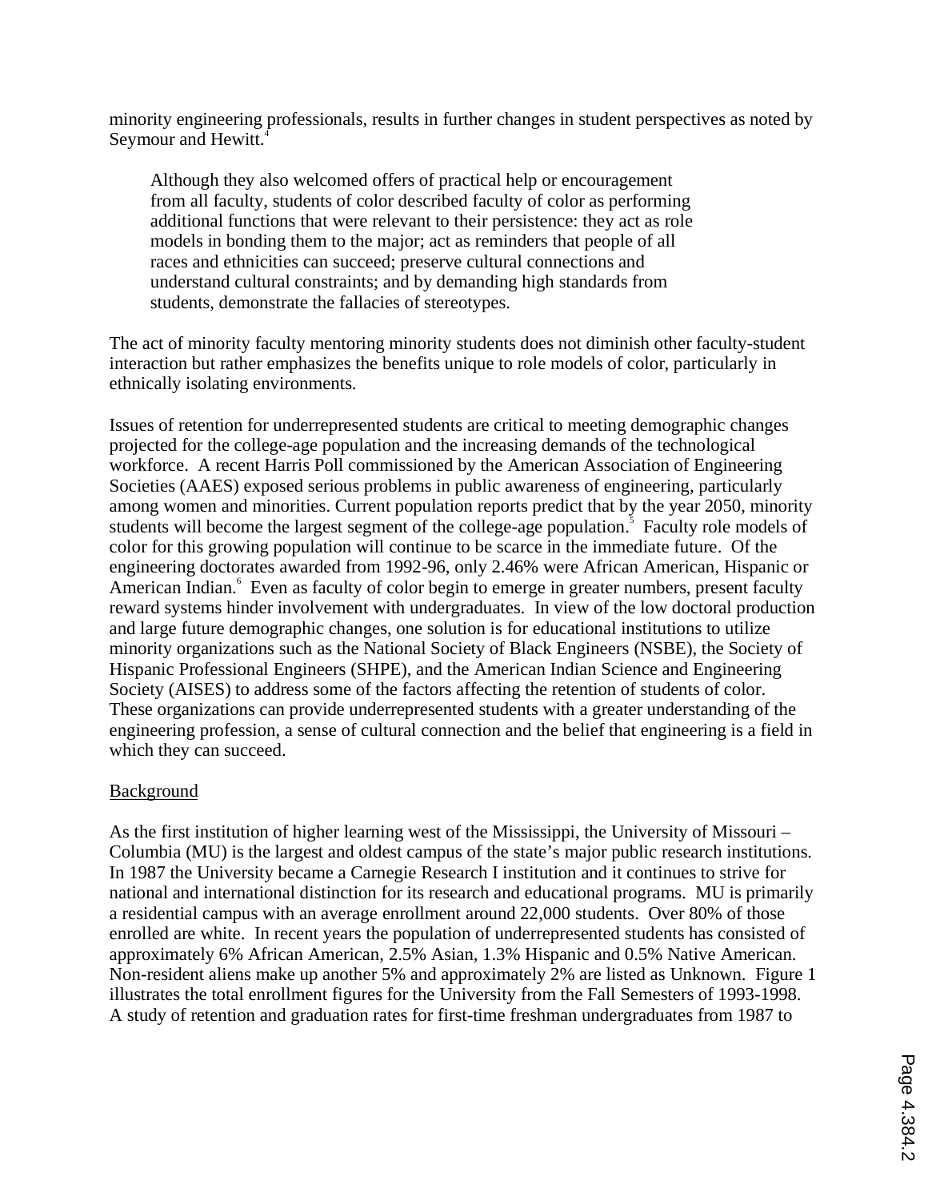minority engineering professionals, results in further changes in student perspectives as noted by Seymour and Hewitt.[4]

> Although they also welcomed offers of practical help or encouragement from all faculty, students of color described faculty of color as performing additional functions that were relevant to their persistence: they act as role models in bonding them to the major; act as reminders that people of all races and ethnicities can succeed; preserve cultural connections and understand cultural constraints; and by demanding high standards from students, demonstrate the fallacies of stereotypes.

The act of minority faculty mentoring minority students does not diminish other faculty-student interaction but rather emphasizes the benefits unique to role models of color, particularly in ethnically isolating environments.

Issues of retention for underrepresented students are critical to meeting demographic changes projected for the college-age population and the increasing demands of the technological workforce. A recent Harris Poll commissioned by the American Association of Engineering Societies (AAES) exposed serious problems in public awareness of engineering, particularly among women and minorities. Current population reports predict that by the year 2050, minority students will become the largest segment of the college-age population.[5] Faculty role models of color for this growing population will continue to be scarce in the immediate future. Of the engineering doctorates awarded from 1992-96, only 2.46% were African American, Hispanic or American Indian.[6] Even as faculty of color begin to emerge in greater numbers, present faculty reward systems hinder involvement with undergraduates. In view of the low doctoral production and large future demographic changes, one solution is for educational institutions to utilize minority organizations such as the National Society of Black Engineers (NSBE), the Society of Hispanic Professional Engineers (SHPE), and the American Indian Science and Engineering Society (AISES) to address some of the factors affecting the retention of students of color. These organizations can provide underrepresented students with a greater understanding of the engineering profession, a sense of cultural connection and the belief that engineering is a field in which they can succeed.

## Background

As the first institution of higher learning west of the Mississippi, the University of Missouri – Columbia (MU) is the largest and oldest campus of the state's major public research institutions. In 1987 the University became a Carnegie Research I institution and it continues to strive for national and international distinction for its research and educational programs. MU is primarily a residential campus with an average enrollment around 22,000 students. Over 80% of those enrolled are white. In recent years the population of underrepresented students has consisted of approximately 6% African American, 2.5% Asian, 1.3% Hispanic and 0.5% Native American. Non-resident aliens make up another 5% and approximately 2% are listed as Unknown. Figure 1 illustrates the total enrollment figures for the University from the Fall Semesters of 1993-1998. A study of retention and graduation rates for first-time freshman undergraduates from 1987 to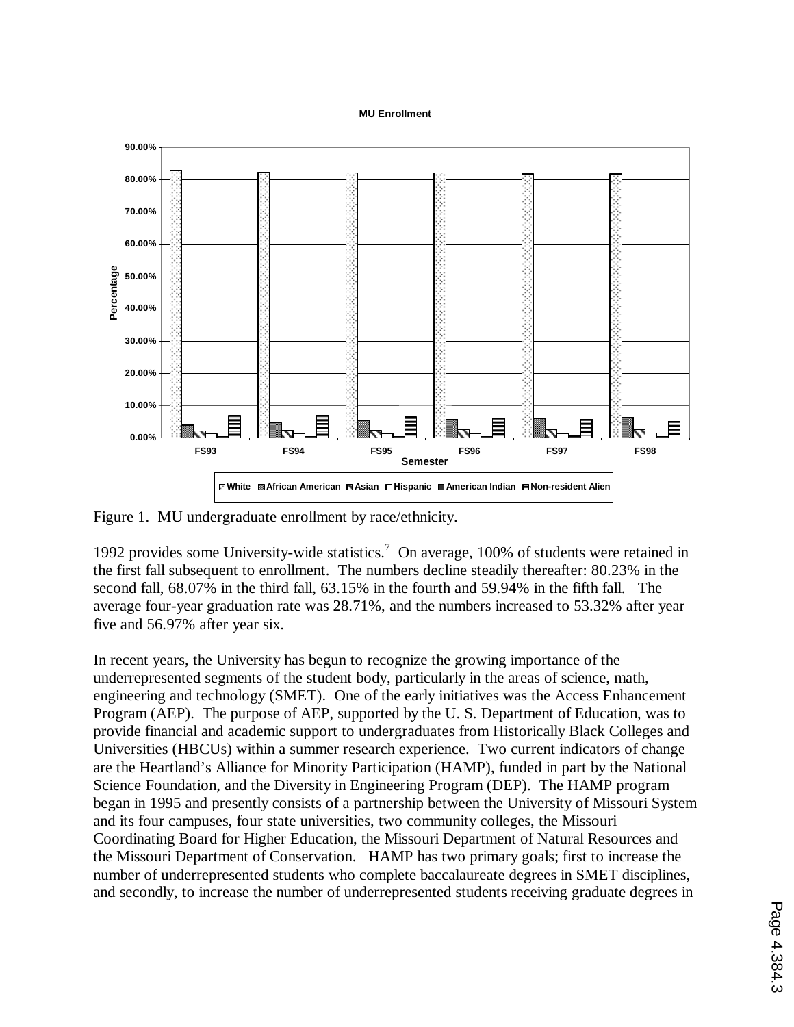Figure 1. MU undergraduate enrollment by race/ethnicity.

1992 provides some University-wide statistics.[7] On average, 100% of students were retained in the first fall subsequent to enrollment. The numbers decline steadily thereafter: 80.23% in the second fall, 68.07% in the third fall, 63.15% in the fourth and 59.94% in the fifth fall. The average four-year graduation rate was 28.71%, and the numbers increased to 53.32% after year five and 56.97% after year six.

In recent years, the University has begun to recognize the growing importance of the underrepresented segments of the student body, particularly in the areas of science, math, engineering and technology (SMET). One of the early initiatives was the Access Enhancement Program (AEP). The purpose of AEP, supported by the U. S. Department of Education, was to provide financial and academic support to undergraduates from Historically Black Colleges and Universities (HBCUs) within a summer research experience. Two current indicators of change are the Heartland's Alliance for Minority Participation (HAMP), funded in part by the National Science Foundation, and the Diversity in Engineering Program (DEP). The HAMP program began in 1995 and presently consists of a partnership between the University of Missouri System and its four campuses, four state universities, two community colleges, the Missouri Coordinating Board for Higher Education, the Missouri Department of Natural Resources and the Missouri Department of Conservation. HAMP has two primary goals; first to increase the number of underrepresented students who complete baccalaureate degrees in SMET disciplines, and secondly, to increase the number of underrepresented students receiving graduate degrees in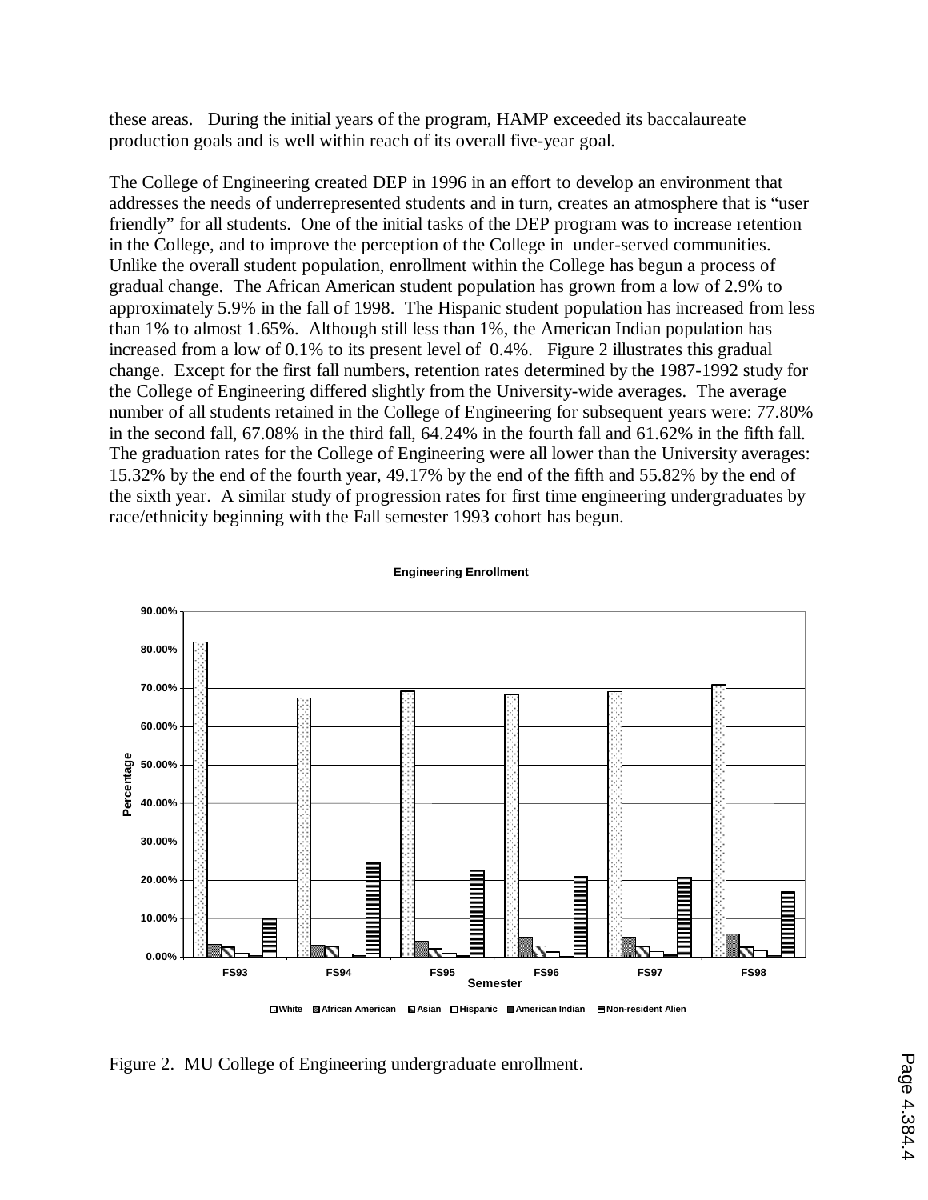these areas. During the initial years of the program, HAMP exceeded its baccalaureate production goals and is well within reach of its overall five-year goal.

The College of Engineering created DEP in 1996 in an effort to develop an environment that addresses the needs of underrepresented students and in turn, creates an atmosphere that is "user friendly" for all students. One of the initial tasks of the DEP program was to increase retention in the College, and to improve the perception of the College in under-served communities. Unlike the overall student population, enrollment within the College has begun a process of gradual change. The African American student population has grown from a low of 2.9% to approximately 5.9% in the fall of 1998. The Hispanic student population has increased from less than 1% to almost 1.65%. Although still less than 1%, the American Indian population has increased from a low of 0.1% to its present level of 0.4%. Figure 2 illustrates this gradual change. Except for the first fall numbers, retention rates determined by the 1987-1992 study for the College of Engineering differed slightly from the University-wide averages. The average number of all students retained in the College of Engineering for subsequent years were: 77.80% in the second fall, 67.08% in the third fall, 64.24% in the fourth fall and 61.62% in the fifth fall. The graduation rates for the College of Engineering were all lower than the University averages: 15.32% by the end of the fourth year, 49.17% by the end of the fifth and 55.82% by the end of the sixth year. A similar study of progression rates for first time engineering undergraduates by race/ethnicity beginning with the Fall semester 1993 cohort has begun.

Figure 2. MU College of Engineering undergraduate enrollment.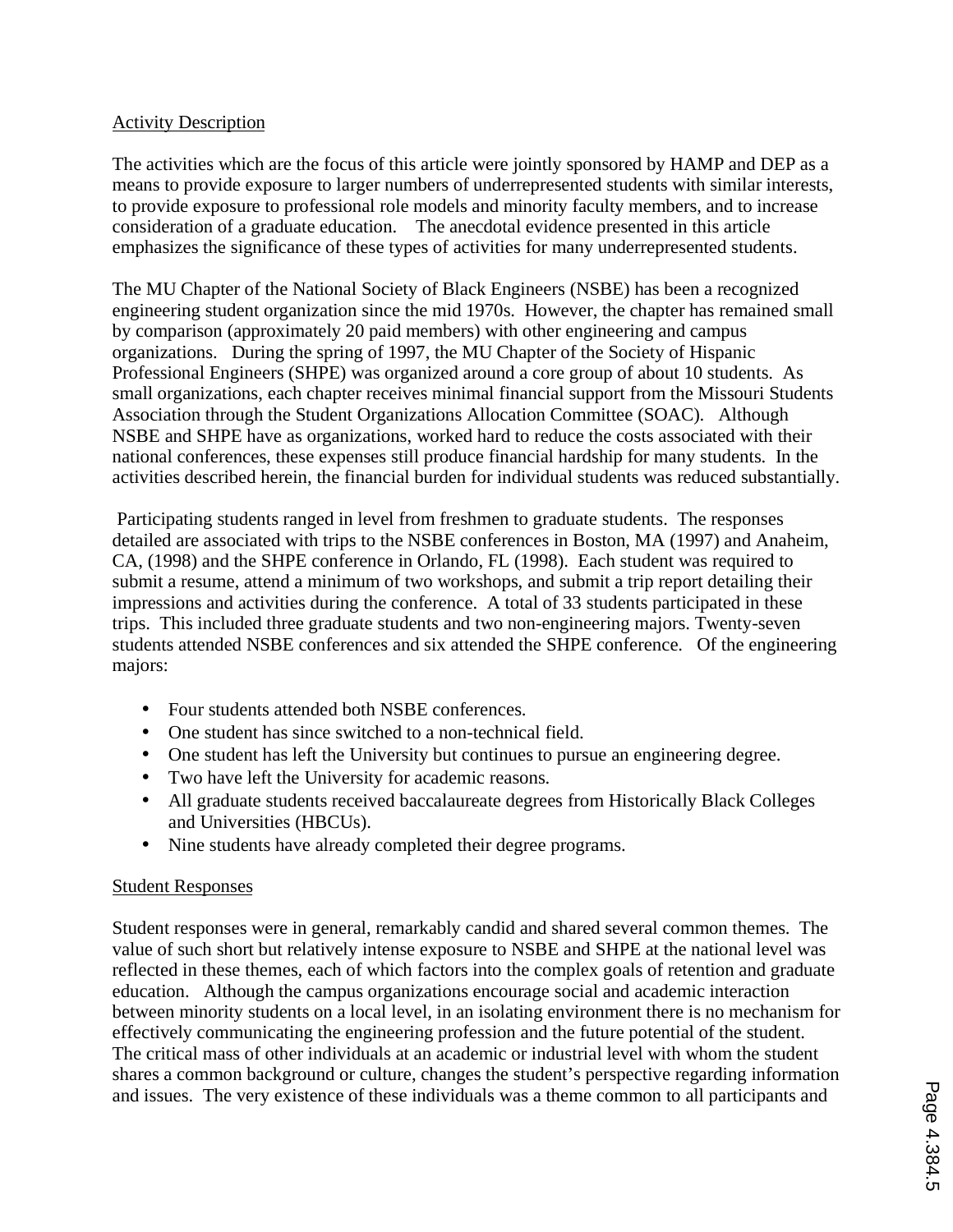## Activity Description

The activities which are the focus of this article were jointly sponsored by HAMP and DEP as a means to provide exposure to larger numbers of underrepresented students with similar interests, to provide exposure to professional role models and minority faculty members, and to increase consideration of a graduate education. The anecdotal evidence presented in this article emphasizes the significance of these types of activities for many underrepresented students.

The MU Chapter of the National Society of Black Engineers (NSBE) has been a recognized engineering student organization since the mid 1970s. However, the chapter has remained small by comparison (approximately 20 paid members) with other engineering and campus organizations. During the spring of 1997, the MU Chapter of the Society of Hispanic Professional Engineers (SHPE) was organized around a core group of about 10 students. As small organizations, each chapter receives minimal financial support from the Missouri Students Association through the Student Organizations Allocation Committee (SOAC). Although NSBE and SHPE have as organizations, worked hard to reduce the costs associated with their national conferences, these expenses still produce financial hardship for many students. In the activities described herein, the financial burden for individual students was reduced substantially.

Participating students ranged in level from freshmen to graduate students. The responses detailed are associated with trips to the NSBE conferences in Boston, MA (1997) and Anaheim, CA, (1998) and the SHPE conference in Orlando, FL (1998). Each student was required to submit a resume, attend a minimum of two workshops, and submit a trip report detailing their impressions and activities during the conference. A total of 33 students participated in these trips. This included three graduate students and two non-engineering majors. Twenty-seven students attended NSBE conferences and six attended the SHPE conference. Of the engineering majors:

- Four students attended both NSBE conferences.
- One student has since switched to a non-technical field.
- One student has left the University but continues to pursue an engineering degree.
- Two have left the University for academic reasons.
- All graduate students received baccalaureate degrees from Historically Black Colleges and Universities (HBCUs).
- Nine students have already completed their degree programs.

## Student Responses

Student responses were in general, remarkably candid and shared several common themes. The value of such short but relatively intense exposure to NSBE and SHPE at the national level was reflected in these themes, each of which factors into the complex goals of retention and graduate education. Although the campus organizations encourage social and academic interaction between minority students on a local level, in an isolating environment there is no mechanism for effectively communicating the engineering profession and the future potential of the student. The critical mass of other individuals at an academic or industrial level with whom the student shares a common background or culture, changes the student's perspective regarding information and issues. The very existence of these individuals was a theme common to all participants and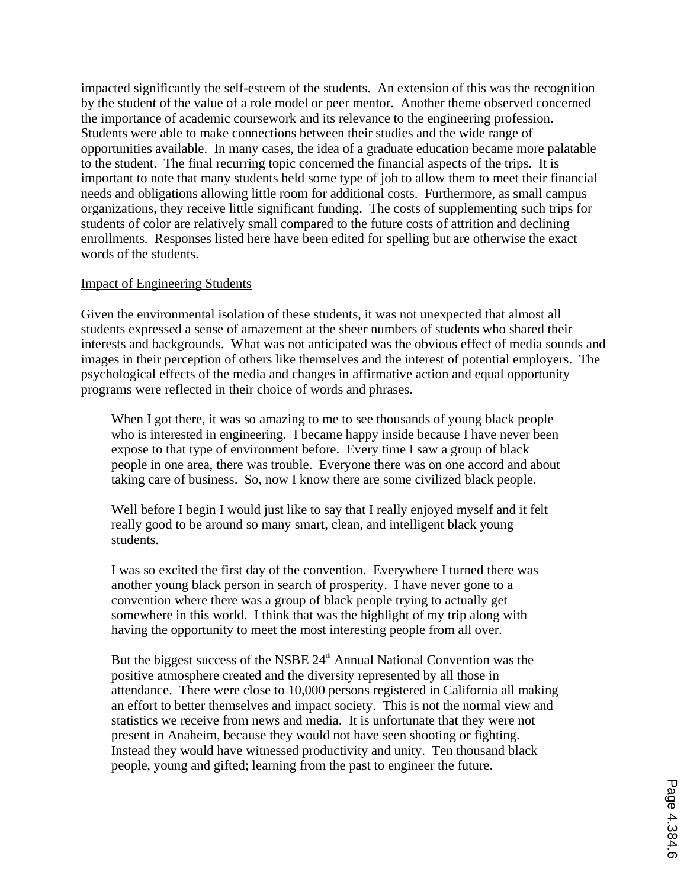impacted significantly the self-esteem of the students. An extension of this was the recognition by the student of the value of a role model or peer mentor. Another theme observed concerned the importance of academic coursework and its relevance to the engineering profession. Students were able to make connections between their studies and the wide range of opportunities available. In many cases, the idea of a graduate education became more palatable to the student. The final recurring topic concerned the financial aspects of the trips. It is important to note that many students held some type of job to allow them to meet their financial needs and obligations allowing little room for additional costs. Furthermore, as small campus organizations, they receive little significant funding. The costs of supplementing such trips for students of color are relatively small compared to the future costs of attrition and declining enrollments. Responses listed here have been edited for spelling but are otherwise the exact words of the students.

Impact of Engineering Students

Given the environmental isolation of these students, it was not unexpected that almost all students expressed a sense of amazement at the sheer numbers of students who shared their interests and backgrounds. What was not anticipated was the obvious effect of media sounds and images in their perception of others like themselves and the interest of potential employers. The psychological effects of the media and changes in affirmative action and equal opportunity programs were reflected in their choice of words and phrases.

> When I got there, it was so amazing to me to see thousands of young black people who is interested in engineering. I became happy inside because I have never been expose to that type of environment before. Every time I saw a group of black people in one area, there was trouble. Everyone there was on one accord and about taking care of business. So, now I know there are some civilized black people.

> Well before I begin I would just like to say that I really enjoyed myself and it felt really good to be around so many smart, clean, and intelligent black young students.

> I was so excited the first day of the convention. Everywhere I turned there was another young black person in search of prosperity. I have never gone to a convention where there was a group of black people trying to actually get somewhere in this world. I think that was the highlight of my trip along with having the opportunity to meet the most interesting people from all over.

> But the biggest success of the NSBE 24th Annual National Convention was the positive atmosphere created and the diversity represented by all those in attendance. There were close to 10,000 persons registered in California all making an effort to better themselves and impact society. This is not the normal view and statistics we receive from news and media. It is unfortunate that they were not present in Anaheim, because they would not have seen shooting or fighting. Instead they would have witnessed productivity and unity. Ten thousand black people, young and gifted; learning from the past to engineer the future.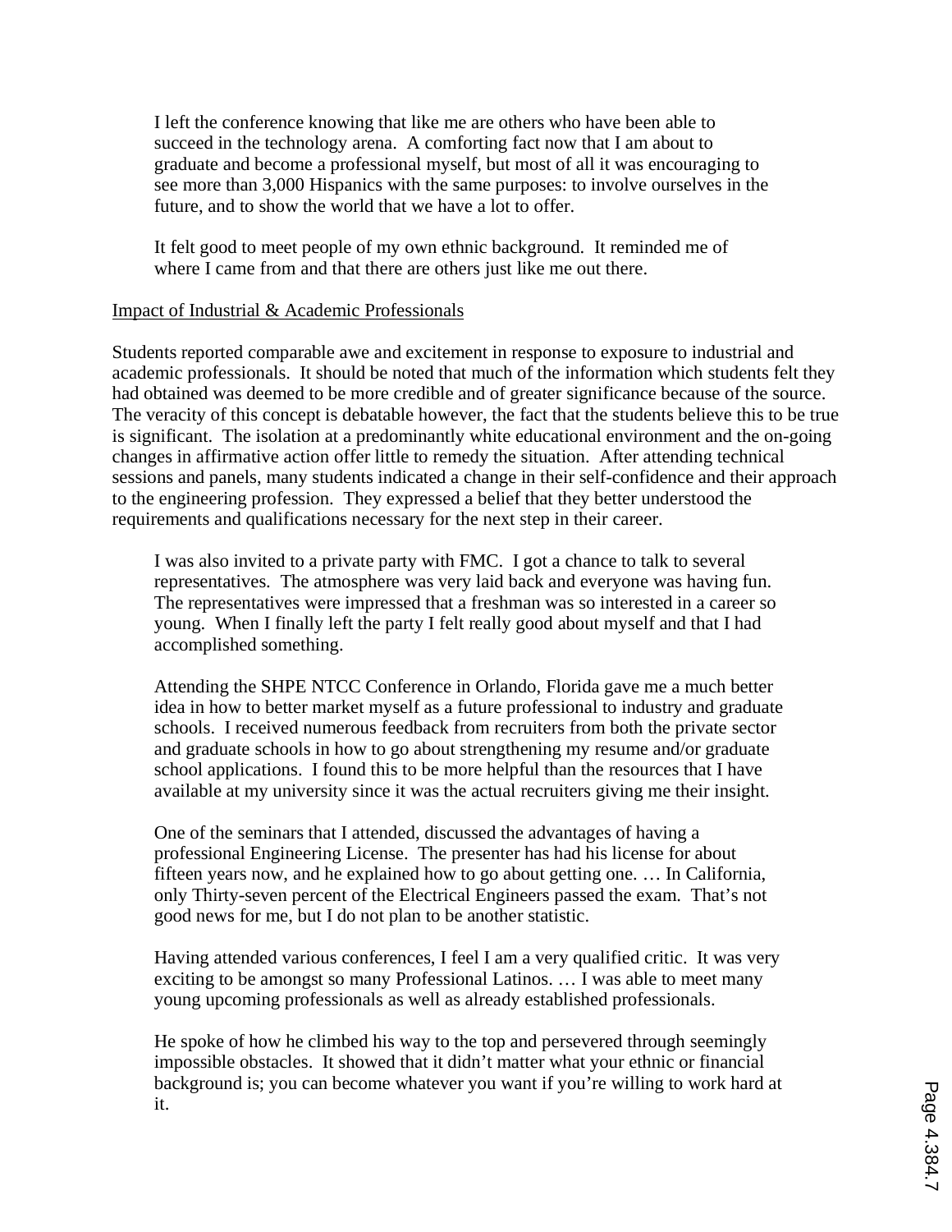> I left the conference knowing that like me are others who have been able to succeed in the technology arena. A comforting fact now that I am about to graduate and become a professional myself, but most of all it was encouraging to see more than 3,000 Hispanics with the same purposes: to involve ourselves in the future, and to show the world that we have a lot to offer.

> It felt good to meet people of my own ethnic background. It reminded me of where I came from and that there are others just like me out there.

<u>Impact of Industrial & Academic Professionals</u>

Students reported comparable awe and excitement in response to exposure to industrial and academic professionals. It should be noted that much of the information which students felt they had obtained was deemed to be more credible and of greater significance because of the source. The veracity of this concept is debatable however, the fact that the students believe this to be true is significant. The isolation at a predominantly white educational environment and the on-going changes in affirmative action offer little to remedy the situation. After attending technical sessions and panels, many students indicated a change in their self-confidence and their approach to the engineering profession. They expressed a belief that they better understood the requirements and qualifications necessary for the next step in their career.

> I was also invited to a private party with FMC. I got a chance to talk to several representatives. The atmosphere was very laid back and everyone was having fun. The representatives were impressed that a freshman was so interested in a career so young. When I finally left the party I felt really good about myself and that I had accomplished something.

> Attending the SHPE NTCC Conference in Orlando, Florida gave me a much better idea in how to better market myself as a future professional to industry and graduate schools. I received numerous feedback from recruiters from both the private sector and graduate schools in how to go about strengthening my resume and/or graduate school applications. I found this to be more helpful than the resources that I have available at my university since it was the actual recruiters giving me their insight.

> One of the seminars that I attended, discussed the advantages of having a professional Engineering License. The presenter has had his license for about fifteen years now, and he explained how to go about getting one. … In California, only Thirty-seven percent of the Electrical Engineers passed the exam. That's not good news for me, but I do not plan to be another statistic.

> Having attended various conferences, I feel I am a very qualified critic. It was very exciting to be amongst so many Professional Latinos. … I was able to meet many young upcoming professionals as well as already established professionals.

> He spoke of how he climbed his way to the top and persevered through seemingly impossible obstacles. It showed that it didn't matter what your ethnic or financial background is; you can become whatever you want if you're willing to work hard at it.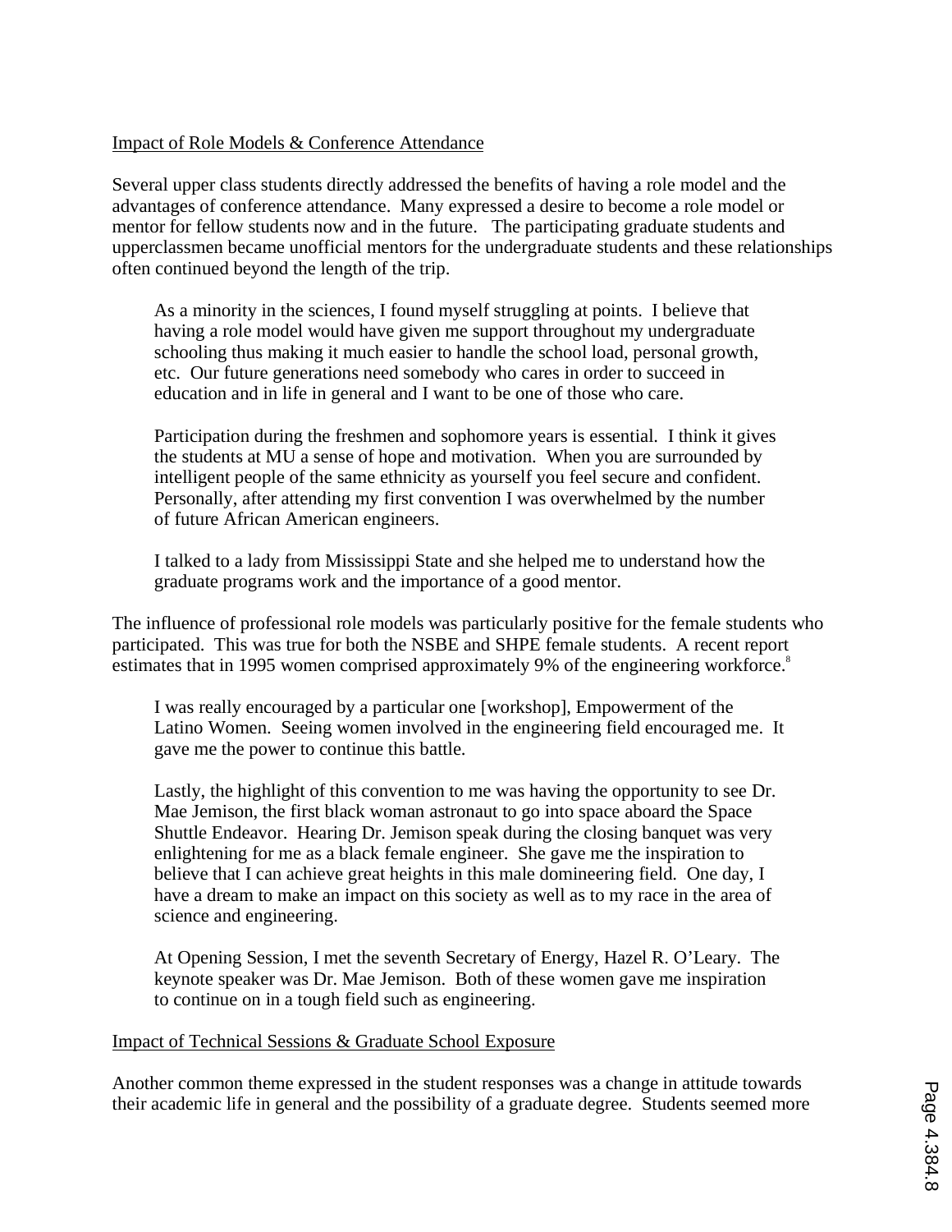<u>Impact of Role Models & Conference Attendance</u>

Several upper class students directly addressed the benefits of having a role model and the advantages of conference attendance. Many expressed a desire to become a role model or mentor for fellow students now and in the future. The participating graduate students and upperclassmen became unofficial mentors for the undergraduate students and these relationships often continued beyond the length of the trip.

> As a minority in the sciences, I found myself struggling at points. I believe that having a role model would have given me support throughout my undergraduate schooling thus making it much easier to handle the school load, personal growth, etc. Our future generations need somebody who cares in order to succeed in education and in life in general and I want to be one of those who care.

> Participation during the freshmen and sophomore years is essential. I think it gives the students at MU a sense of hope and motivation. When you are surrounded by intelligent people of the same ethnicity as yourself you feel secure and confident. Personally, after attending my first convention I was overwhelmed by the number of future African American engineers.

> I talked to a lady from Mississippi State and she helped me to understand how the graduate programs work and the importance of a good mentor.

The influence of professional role models was particularly positive for the female students who participated. This was true for both the NSBE and SHPE female students. A recent report estimates that in 1995 women comprised approximately 9% of the engineering workforce.[8]

> I was really encouraged by a particular one [workshop], Empowerment of the Latino Women. Seeing women involved in the engineering field encouraged me. It gave me the power to continue this battle.

> Lastly, the highlight of this convention to me was having the opportunity to see Dr. Mae Jemison, the first black woman astronaut to go into space aboard the Space Shuttle Endeavor. Hearing Dr. Jemison speak during the closing banquet was very enlightening for me as a black female engineer. She gave me the inspiration to believe that I can achieve great heights in this male domineering field. One day, I have a dream to make an impact on this society as well as to my race in the area of science and engineering.

> At Opening Session, I met the seventh Secretary of Energy, Hazel R. O'Leary. The keynote speaker was Dr. Mae Jemison. Both of these women gave me inspiration to continue on in a tough field such as engineering.

<u>Impact of Technical Sessions & Graduate School Exposure</u>

Another common theme expressed in the student responses was a change in attitude towards their academic life in general and the possibility of a graduate degree. Students seemed more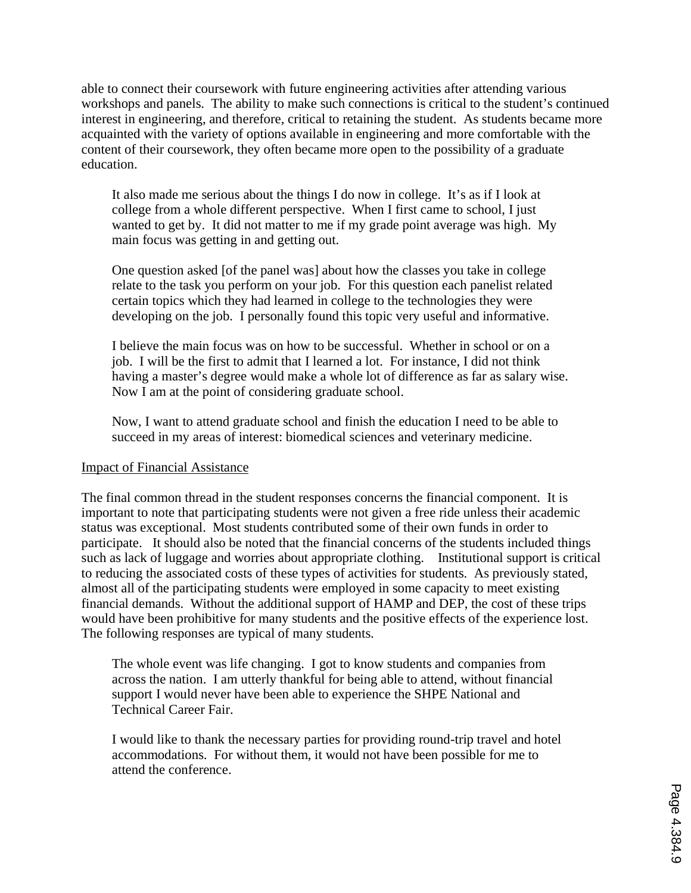able to connect their coursework with future engineering activities after attending various workshops and panels. The ability to make such connections is critical to the student's continued interest in engineering, and therefore, critical to retaining the student. As students became more acquainted with the variety of options available in engineering and more comfortable with the content of their coursework, they often became more open to the possibility of a graduate education.

> It also made me serious about the things I do now in college. It's as if I look at college from a whole different perspective. When I first came to school, I just wanted to get by. It did not matter to me if my grade point average was high. My main focus was getting in and getting out.

> One question asked [of the panel was] about how the classes you take in college relate to the task you perform on your job. For this question each panelist related certain topics which they had learned in college to the technologies they were developing on the job. I personally found this topic very useful and informative.

> I believe the main focus was on how to be successful. Whether in school or on a job. I will be the first to admit that I learned a lot. For instance, I did not think having a master's degree would make a whole lot of difference as far as salary wise. Now I am at the point of considering graduate school.

> Now, I want to attend graduate school and finish the education I need to be able to succeed in my areas of interest: biomedical sciences and veterinary medicine.

<u>Impact of Financial Assistance</u>

The final common thread in the student responses concerns the financial component. It is important to note that participating students were not given a free ride unless their academic status was exceptional. Most students contributed some of their own funds in order to participate. It should also be noted that the financial concerns of the students included things such as lack of luggage and worries about appropriate clothing. Institutional support is critical to reducing the associated costs of these types of activities for students. As previously stated, almost all of the participating students were employed in some capacity to meet existing financial demands. Without the additional support of HAMP and DEP, the cost of these trips would have been prohibitive for many students and the positive effects of the experience lost. The following responses are typical of many students.

> The whole event was life changing. I got to know students and companies from across the nation. I am utterly thankful for being able to attend, without financial support I would never have been able to experience the SHPE National and Technical Career Fair.

> I would like to thank the necessary parties for providing round-trip travel and hotel accommodations. For without them, it would not have been possible for me to attend the conference.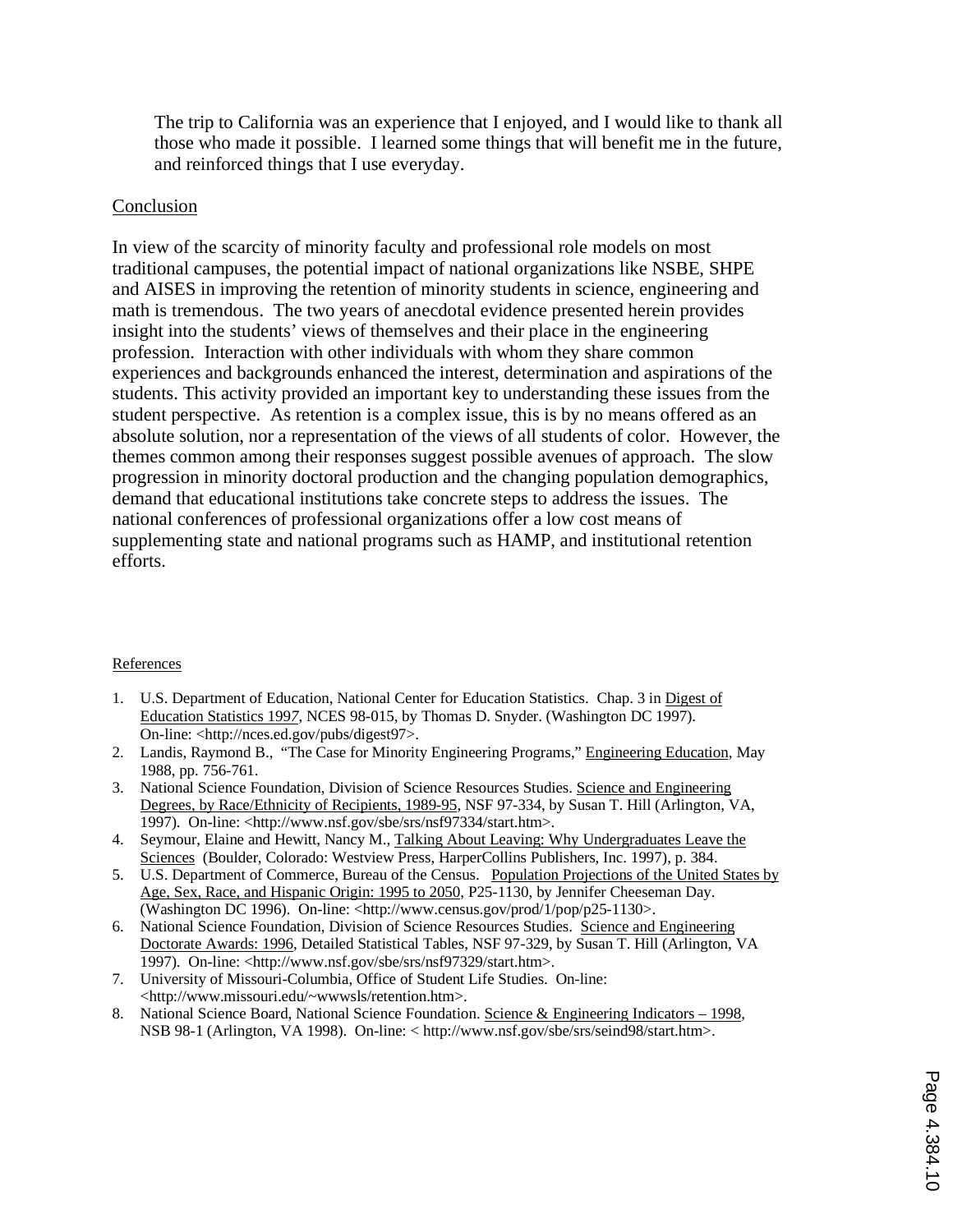> The trip to California was an experience that I enjoyed, and I would like to thank all those who made it possible. I learned some things that will benefit me in the future, and reinforced things that I use everyday.

## Conclusion

In view of the scarcity of minority faculty and professional role models on most traditional campuses, the potential impact of national organizations like NSBE, SHPE and AISES in improving the retention of minority students in science, engineering and math is tremendous. The two years of anecdotal evidence presented herein provides insight into the students' views of themselves and their place in the engineering profession. Interaction with other individuals with whom they share common experiences and backgrounds enhanced the interest, determination and aspirations of the students. This activity provided an important key to understanding these issues from the student perspective. As retention is a complex issue, this is by no means offered as an absolute solution, nor a representation of the views of all students of color. However, the themes common among their responses suggest possible avenues of approach. The slow progression in minority doctoral production and the changing population demographics, demand that educational institutions take concrete steps to address the issues. The national conferences of professional organizations offer a low cost means of supplementing state and national programs such as HAMP, and institutional retention efforts.

## References

1. U.S. Department of Education, National Center for Education Statistics. Chap. 3 in Digest of Education Statistics 1997, NCES 98-015, by Thomas D. Snyder. (Washington DC 1997). On-line: <http://nces.ed.gov/pubs/digest97>.
2. Landis, Raymond B., "The Case for Minority Engineering Programs," Engineering Education, May 1988, pp. 756-761.
3. National Science Foundation, Division of Science Resources Studies. Science and Engineering Degrees, by Race/Ethnicity of Recipients, 1989-95, NSF 97-334, by Susan T. Hill (Arlington, VA, 1997). On-line: <http://www.nsf.gov/sbe/srs/nsf97334/start.htm>.
4. Seymour, Elaine and Hewitt, Nancy M., Talking About Leaving: Why Undergraduates Leave the Sciences (Boulder, Colorado: Westview Press, HarperCollins Publishers, Inc. 1997), p. 384.
5. U.S. Department of Commerce, Bureau of the Census. Population Projections of the United States by Age, Sex, Race, and Hispanic Origin: 1995 to 2050, P25-1130, by Jennifer Cheeseman Day. (Washington DC 1996). On-line: <http://www.census.gov/prod/1/pop/p25-1130>.
6. National Science Foundation, Division of Science Resources Studies. Science and Engineering Doctorate Awards: 1996, Detailed Statistical Tables, NSF 97-329, by Susan T. Hill (Arlington, VA 1997). On-line: <http://www.nsf.gov/sbe/srs/nsf97329/start.htm>.
7. University of Missouri-Columbia, Office of Student Life Studies. On-line: <http://www.missouri.edu/~wwwsls/retention.htm>.
8. National Science Board, National Science Foundation. Science & Engineering Indicators – 1998, NSB 98-1 (Arlington, VA 1998). On-line: < http://www.nsf.gov/sbe/srs/seind98/start.htm>.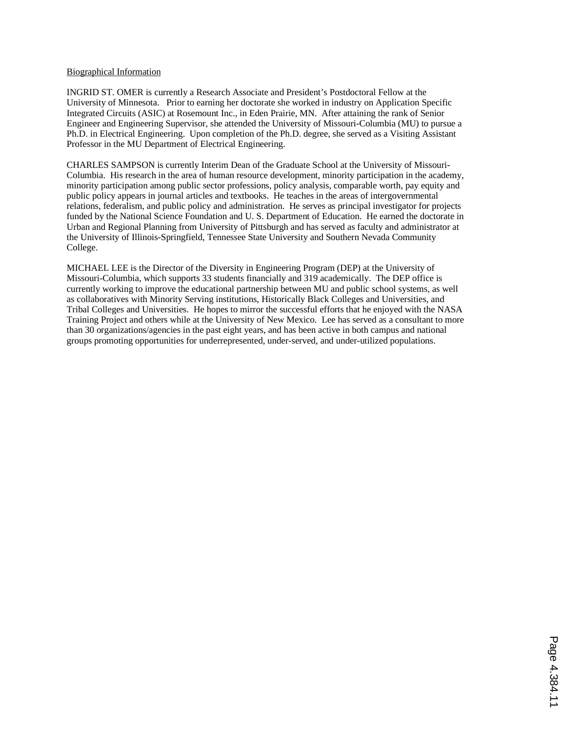Biographical Information

INGRID ST. OMER is currently a Research Associate and President's Postdoctoral Fellow at the University of Minnesota. Prior to earning her doctorate she worked in industry on Application Specific Integrated Circuits (ASIC) at Rosemount Inc., in Eden Prairie, MN. After attaining the rank of Senior Engineer and Engineering Supervisor, she attended the University of Missouri-Columbia (MU) to pursue a Ph.D. in Electrical Engineering. Upon completion of the Ph.D. degree, she served as a Visiting Assistant Professor in the MU Department of Electrical Engineering.

CHARLES SAMPSON is currently Interim Dean of the Graduate School at the University of Missouri-Columbia. His research in the area of human resource development, minority participation in the academy, minority participation among public sector professions, policy analysis, comparable worth, pay equity and public policy appears in journal articles and textbooks. He teaches in the areas of intergovernmental relations, federalism, and public policy and administration. He serves as principal investigator for projects funded by the National Science Foundation and U. S. Department of Education. He earned the doctorate in Urban and Regional Planning from University of Pittsburgh and has served as faculty and administrator at the University of Illinois-Springfield, Tennessee State University and Southern Nevada Community College.

MICHAEL LEE is the Director of the Diversity in Engineering Program (DEP) at the University of Missouri-Columbia, which supports 33 students financially and 319 academically. The DEP office is currently working to improve the educational partnership between MU and public school systems, as well as collaboratives with Minority Serving institutions, Historically Black Colleges and Universities, and Tribal Colleges and Universities. He hopes to mirror the successful efforts that he enjoyed with the NASA Training Project and others while at the University of New Mexico. Lee has served as a consultant to more than 30 organizations/agencies in the past eight years, and has been active in both campus and national groups promoting opportunities for underrepresented, under-served, and under-utilized populations.